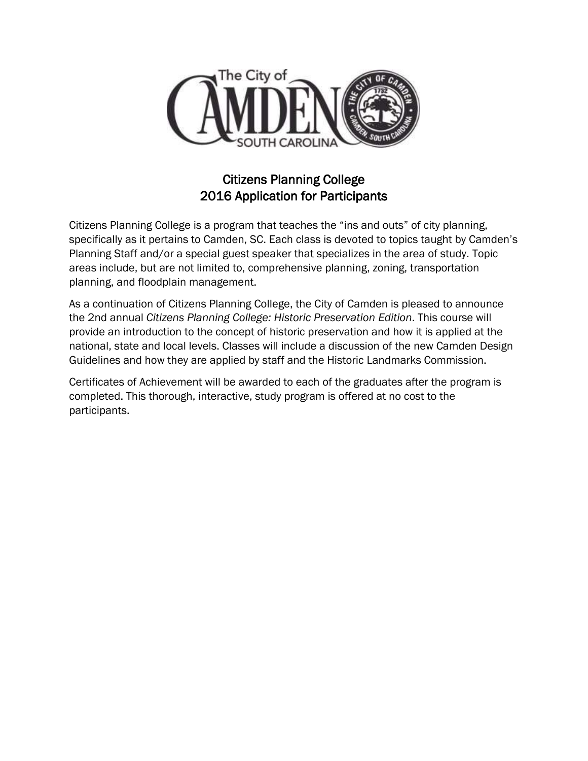# Citizens Planning College
## 2016 Application for Participants

Citizens Planning College is a program that teaches the "ins and outs" of city planning, specifically as it pertains to Camden, SC. Each class is devoted to topics taught by Camden's Planning Staff and/or a special guest speaker that specializes in the area of study. Topic areas include, but are not limited to, comprehensive planning, zoning, transportation planning, and floodplain management.

As a continuation of Citizens Planning College, the City of Camden is pleased to announce the 2nd annual *Citizens Planning College: Historic Preservation Edition*. This course will provide an introduction to the concept of historic preservation and how it is applied at the national, state and local levels. Classes will include a discussion of the new Camden Design Guidelines and how they are applied by staff and the Historic Landmarks Commission.

Certificates of Achievement will be awarded to each of the graduates after the program is completed. This thorough, interactive, study program is offered at no cost to the participants.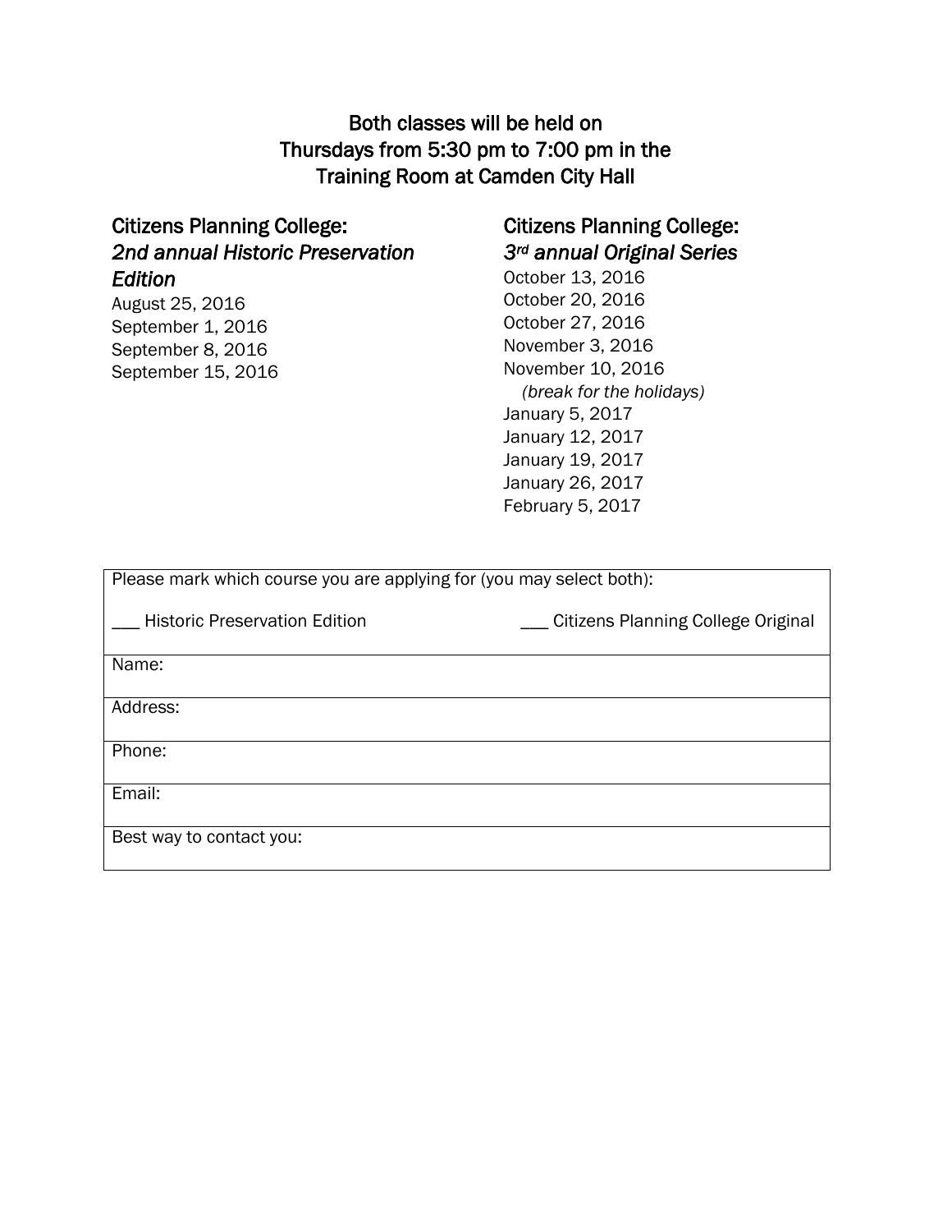## Both classes will be held on Thursdays from 5:30 pm to 7:00 pm in the Training Room at Camden City Hall

### Citizens Planning College: *2nd annual Historic Preservation Edition*

August 25, 2016
September 1, 2016
September 8, 2016
September 15, 2016

### Citizens Planning College: *3rd annual Original Series*

October 13, 2016
October 20, 2016
October 27, 2016
November 3, 2016
November 10, 2016
*(break for the holidays)*
January 5, 2017
January 12, 2017
January 19, 2017
January 26, 2017
February 5, 2017

| | |
|---|---|
| Please mark which course you are applying for (you may select both):<br><br>___ Historic Preservation Edition ___ Citizens Planning College Original | |
| Name: | |
| Address: | |
| Phone: | |
| Email: | |
| Best way to contact you: | |